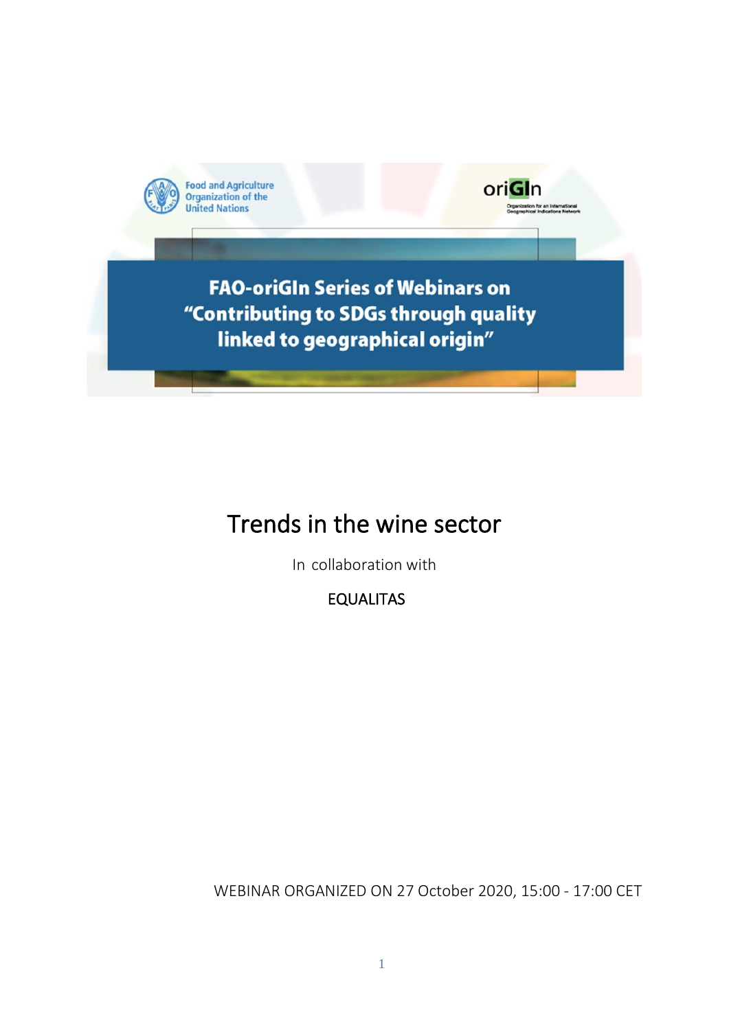Food and Agriculture Organization of the United Nations

oriGIn

Organization for an International Geographical Indications Network

**FAO-oriGIn Series of Webinars on "Contributing to SDGs through quality linked to geographical origin"**

# Trends in the wine sector

In collaboration with

EQUALITAS

WEBINAR ORGANIZED ON 27 October 2020, 15:00 - 17:00 CET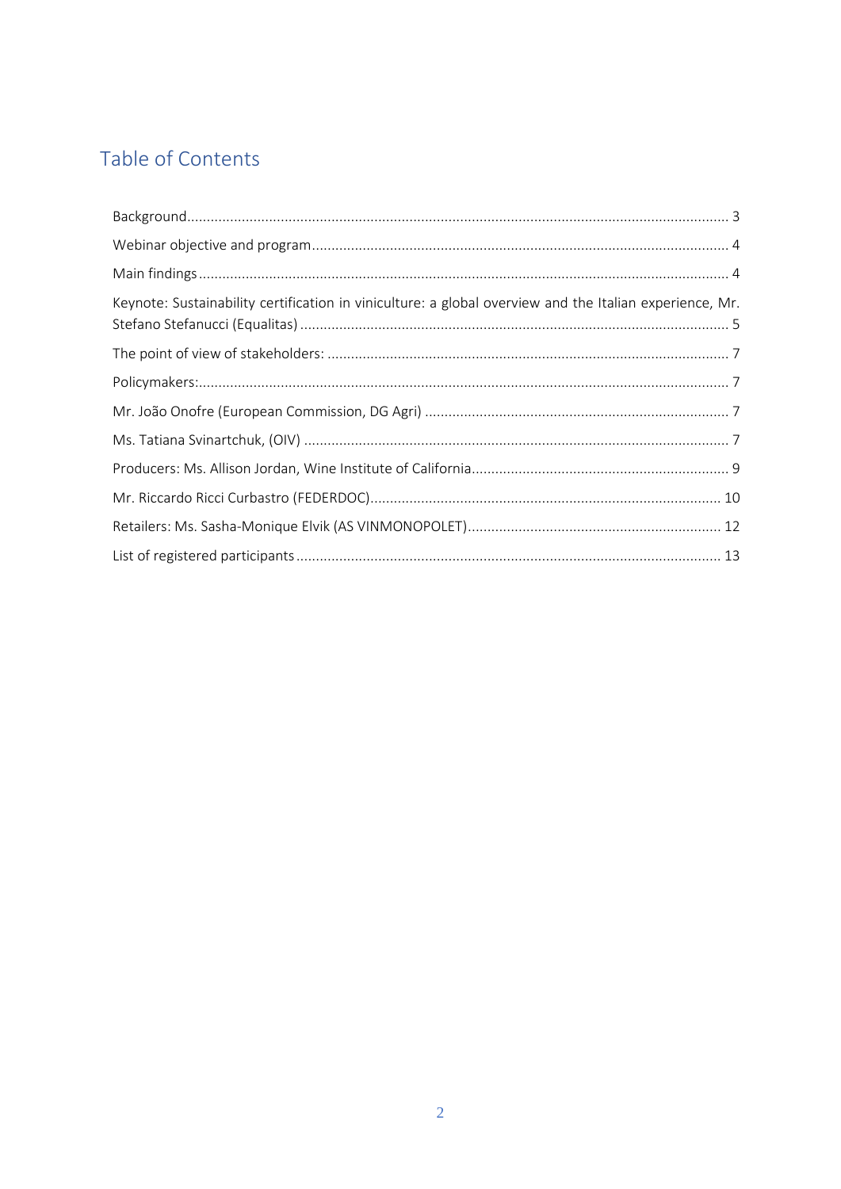# Table of Contents

- Background ........ 3
- Webinar objective and program ........ 4
- Main findings ........ 4
- Keynote: Sustainability certification in viniculture: a global overview and the Italian experience, Mr. Stefano Stefanucci (Equalitas) ........ 5
- The point of view of stakeholders: ........ 7
- Policymakers: ........ 7
- Mr. João Onofre (European Commission, DG Agri) ........ 7
- Ms. Tatiana Svinartchuk, (OIV) ........ 7
- Producers: Ms. Allison Jordan, Wine Institute of California ........ 9
- Mr. Riccardo Ricci Curbastro (FEDERDOC) ........ 10
- Retailers: Ms. Sasha-Monique Elvik (AS VINMONOPOLET) ........ 12
- List of registered participants ........ 13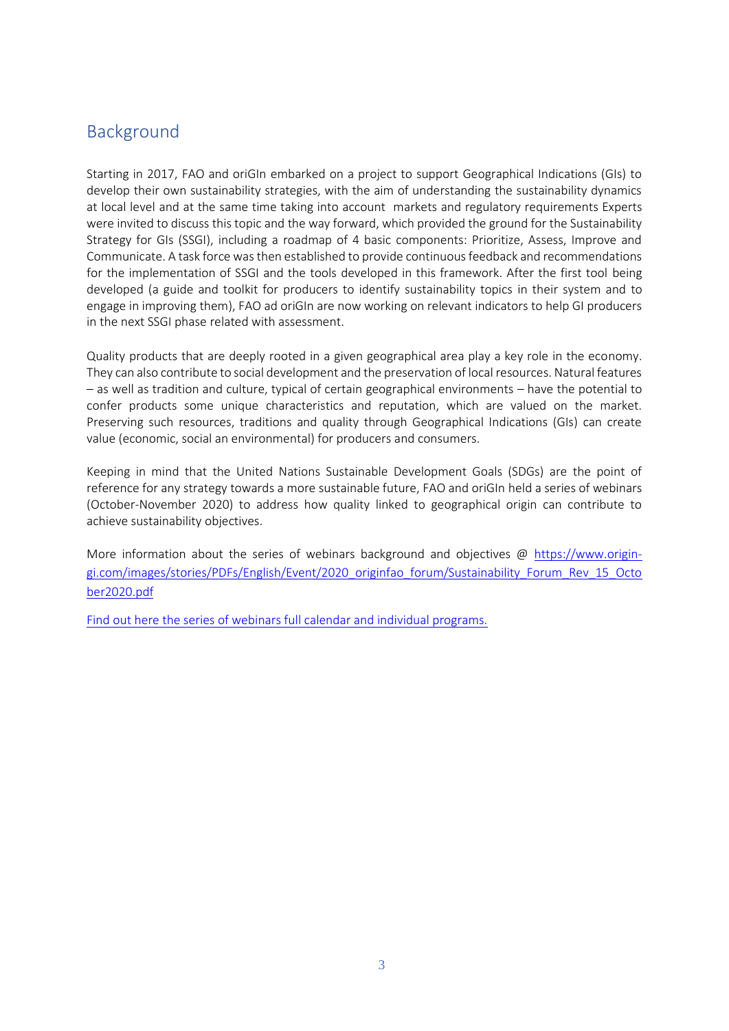## Background

Starting in 2017, FAO and oriGIn embarked on a project to support Geographical Indications (GIs) to develop their own sustainability strategies, with the aim of understanding the sustainability dynamics at local level and at the same time taking into account markets and regulatory requirements Experts were invited to discuss this topic and the way forward, which provided the ground for the Sustainability Strategy for GIs (SSGI), including a roadmap of 4 basic components: Prioritize, Assess, Improve and Communicate. A task force was then established to provide continuous feedback and recommendations for the implementation of SSGI and the tools developed in this framework. After the first tool being developed (a guide and toolkit for producers to identify sustainability topics in their system and to engage in improving them), FAO ad oriGIn are now working on relevant indicators to help GI producers in the next SSGI phase related with assessment.

Quality products that are deeply rooted in a given geographical area play a key role in the economy. They can also contribute to social development and the preservation of local resources. Natural features – as well as tradition and culture, typical of certain geographical environments – have the potential to confer products some unique characteristics and reputation, which are valued on the market. Preserving such resources, traditions and quality through Geographical Indications (GIs) can create value (economic, social an environmental) for producers and consumers.

Keeping in mind that the United Nations Sustainable Development Goals (SDGs) are the point of reference for any strategy towards a more sustainable future, FAO and oriGIn held a series of webinars (October-November 2020) to address how quality linked to geographical origin can contribute to achieve sustainability objectives.

More information about the series of webinars background and objectives @ [https://www.origin-gi.com/images/stories/PDFs/English/Event/2020_originfao_forum/Sustainability_Forum_Rev_15_October2020.pdf](https://www.origin-gi.com/images/stories/PDFs/English/Event/2020_originfao_forum/Sustainability_Forum_Rev_15_October2020.pdf)

Find out here the series of webinars full calendar and individual programs.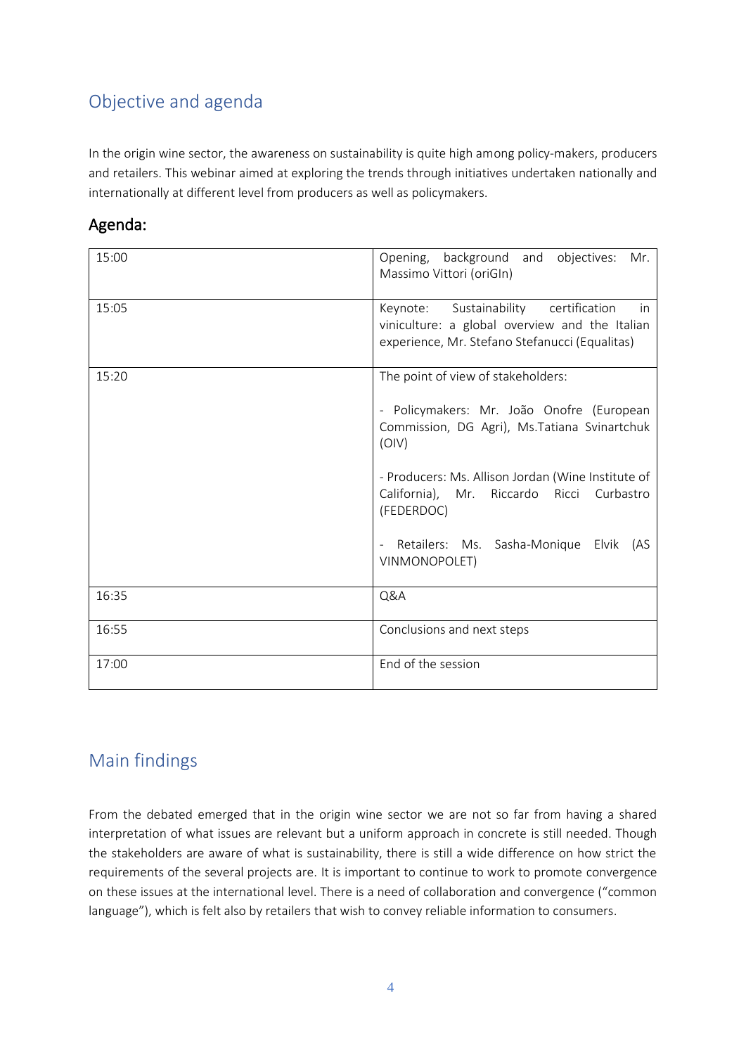## Objective and agenda

In the origin wine sector, the awareness on sustainability is quite high among policy-makers, producers and retailers. This webinar aimed at exploring the trends through initiatives undertaken nationally and internationally at different level from producers as well as policymakers.

### Agenda:

| | |
|---|---|
| 15:00 | Opening, background and objectives: Mr. Massimo Vittori (oriGIn) |
| 15:05 | Keynote: Sustainability certification in viniculture: a global overview and the Italian experience, Mr. Stefano Stefanucci (Equalitas) |
| 15:20 | The point of view of stakeholders:<br><br>- Policymakers: Mr. João Onofre (European Commission, DG Agri), Ms.Tatiana Svinartchuk (OIV)<br><br>- Producers: Ms. Allison Jordan (Wine Institute of California), Mr. Riccardo Ricci Curbastro (FEDERDOC)<br><br>- Retailers: Ms. Sasha-Monique Elvik (AS VINMONOPOLET) |
| 16:35 | Q&A |
| 16:55 | Conclusions and next steps |
| 17:00 | End of the session |

## Main findings

From the debated emerged that in the origin wine sector we are not so far from having a shared interpretation of what issues are relevant but a uniform approach in concrete is still needed. Though the stakeholders are aware of what is sustainability, there is still a wide difference on how strict the requirements of the several projects are. It is important to continue to work to promote convergence on these issues at the international level. There is a need of collaboration and convergence ("common language"), which is felt also by retailers that wish to convey reliable information to consumers.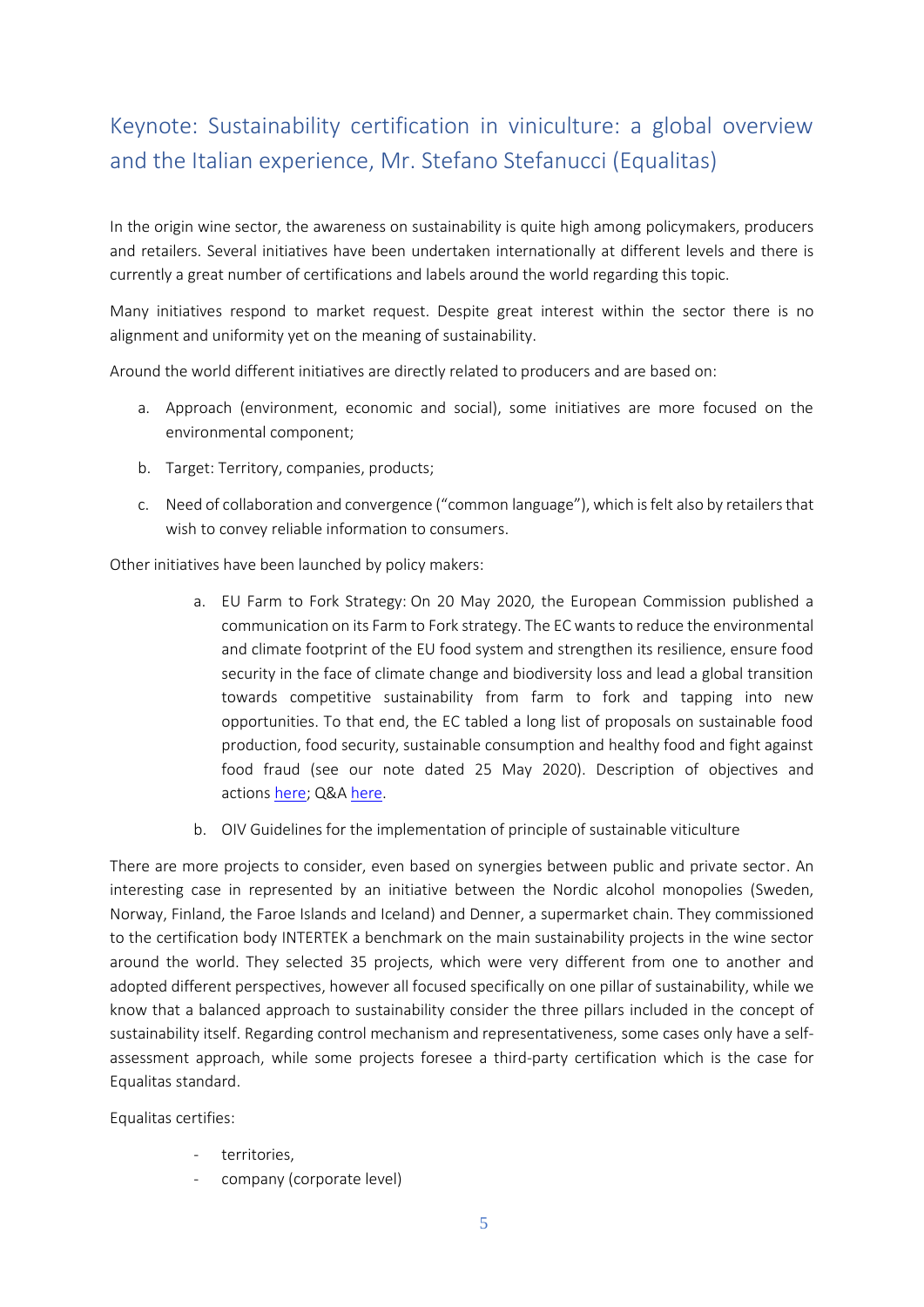## Keynote: Sustainability certification in viniculture: a global overview and the Italian experience, Mr. Stefano Stefanucci (Equalitas)

In the origin wine sector, the awareness on sustainability is quite high among policymakers, producers and retailers. Several initiatives have been undertaken internationally at different levels and there is currently a great number of certifications and labels around the world regarding this topic.

Many initiatives respond to market request. Despite great interest within the sector there is no alignment and uniformity yet on the meaning of sustainability.

Around the world different initiatives are directly related to producers and are based on:

a. Approach (environment, economic and social), some initiatives are more focused on the environmental component;
b. Target: Territory, companies, products;
c. Need of collaboration and convergence ("common language"), which is felt also by retailers that wish to convey reliable information to consumers.

Other initiatives have been launched by policy makers:

a. EU Farm to Fork Strategy: On 20 May 2020, the European Commission published a communication on its Farm to Fork strategy. The EC wants to reduce the environmental and climate footprint of the EU food system and strengthen its resilience, ensure food security in the face of climate change and biodiversity loss and lead a global transition towards competitive sustainability from farm to fork and tapping into new opportunities. To that end, the EC tabled a long list of proposals on sustainable food production, food security, sustainable consumption and healthy food and fight against food fraud (see our note dated 25 May 2020). Description of objectives and actions here; Q&A here.
b. OIV Guidelines for the implementation of principle of sustainable viticulture

There are more projects to consider, even based on synergies between public and private sector. An interesting case in represented by an initiative between the Nordic alcohol monopolies (Sweden, Norway, Finland, the Faroe Islands and Iceland) and Denner, a supermarket chain. They commissioned to the certification body INTERTEK a benchmark on the main sustainability projects in the wine sector around the world. They selected 35 projects, which were very different from one to another and adopted different perspectives, however all focused specifically on one pillar of sustainability, while we know that a balanced approach to sustainability consider the three pillars included in the concept of sustainability itself. Regarding control mechanism and representativeness, some cases only have a self-assessment approach, while some projects foresee a third-party certification which is the case for Equalitas standard.

Equalitas certifies:

- territories,
- company (corporate level)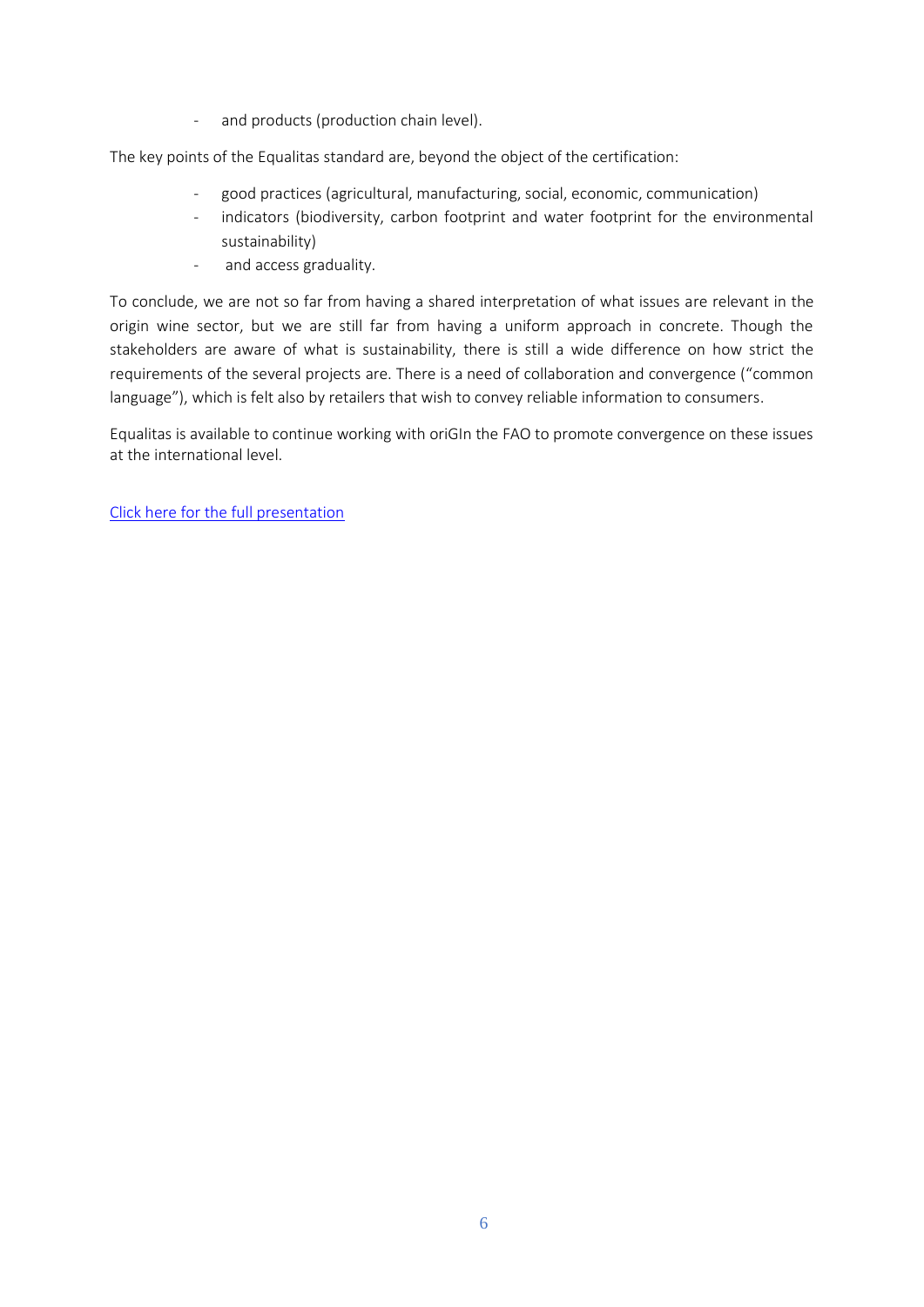- and products (production chain level).

The key points of the Equalitas standard are, beyond the object of the certification:

- good practices (agricultural, manufacturing, social, economic, communication)
- indicators (biodiversity, carbon footprint and water footprint for the environmental sustainability)
- and access graduality.

To conclude, we are not so far from having a shared interpretation of what issues are relevant in the origin wine sector, but we are still far from having a uniform approach in concrete. Though the stakeholders are aware of what is sustainability, there is still a wide difference on how strict the requirements of the several projects are. There is a need of collaboration and convergence ("common language"), which is felt also by retailers that wish to convey reliable information to consumers.

Equalitas is available to continue working with oriGIn the FAO to promote convergence on these issues at the international level.

Click here for the full presentation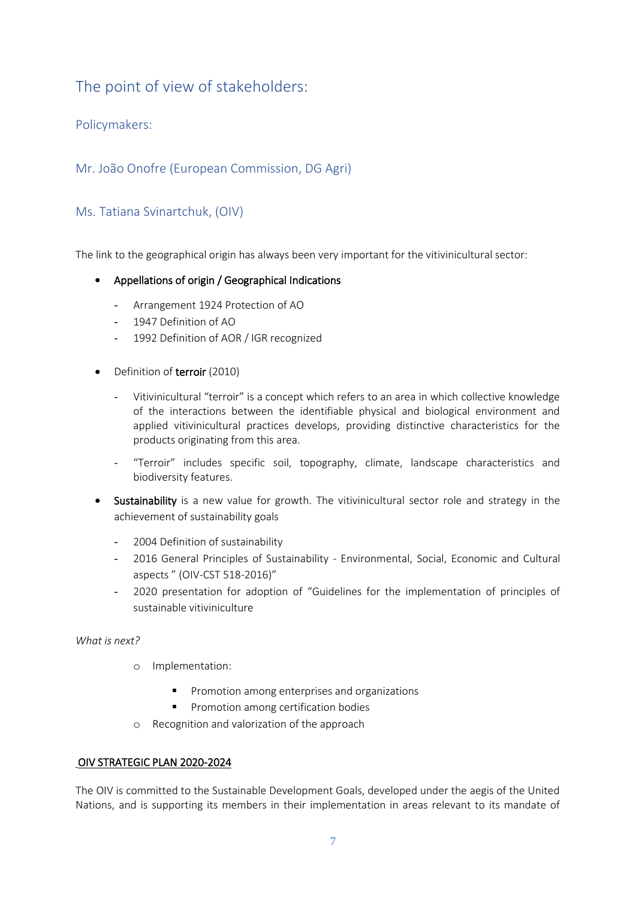## The point of view of stakeholders:

### Policymakers:

### Mr. João Onofre (European Commission, DG Agri)

### Ms. Tatiana Svinartchuk, (OIV)

The link to the geographical origin has always been very important for the vitivinicultural sector:

- **Appellations of origin / Geographical Indications**
    - Arrangement 1924 Protection of AO
    - 1947 Definition of AO
    - 1992 Definition of AOR / IGR recognized

- Definition of **terroir** (2010)
    - Vitivinicultural "terroir" is a concept which refers to an area in which collective knowledge of the interactions between the identifiable physical and biological environment and applied vitivinicultural practices develops, providing distinctive characteristics for the products originating from this area.
    - "Terroir" includes specific soil, topography, climate, landscape characteristics and biodiversity features.

- **Sustainability** is a new value for growth. The vitivinicultural sector role and strategy in the achievement of sustainability goals
    - 2004 Definition of sustainability
    - 2016 General Principles of Sustainability - Environmental, Social, Economic and Cultural aspects " (OIV-CST 518-2016)"
    - 2020 presentation for adoption of "Guidelines for the implementation of principles of sustainable vitiviniculture

*What is next?*

- Implementation:
    - Promotion among enterprises and organizations
    - Promotion among certification bodies
- Recognition and valorization of the approach

**OIV STRATEGIC PLAN 2020-2024**

The OIV is committed to the Sustainable Development Goals, developed under the aegis of the United Nations, and is supporting its members in their implementation in areas relevant to its mandate of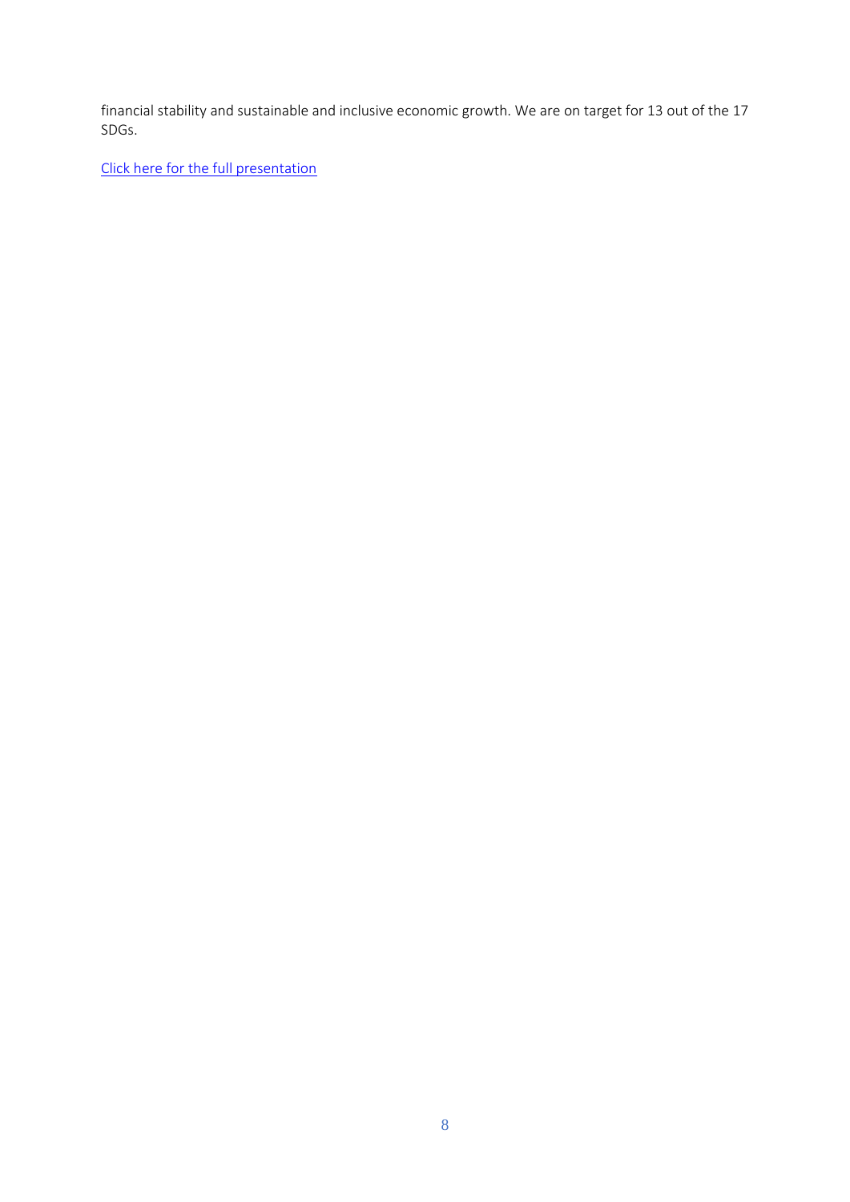financial stability and sustainable and inclusive economic growth. We are on target for 13 out of the 17 SDGs.

Click here for the full presentation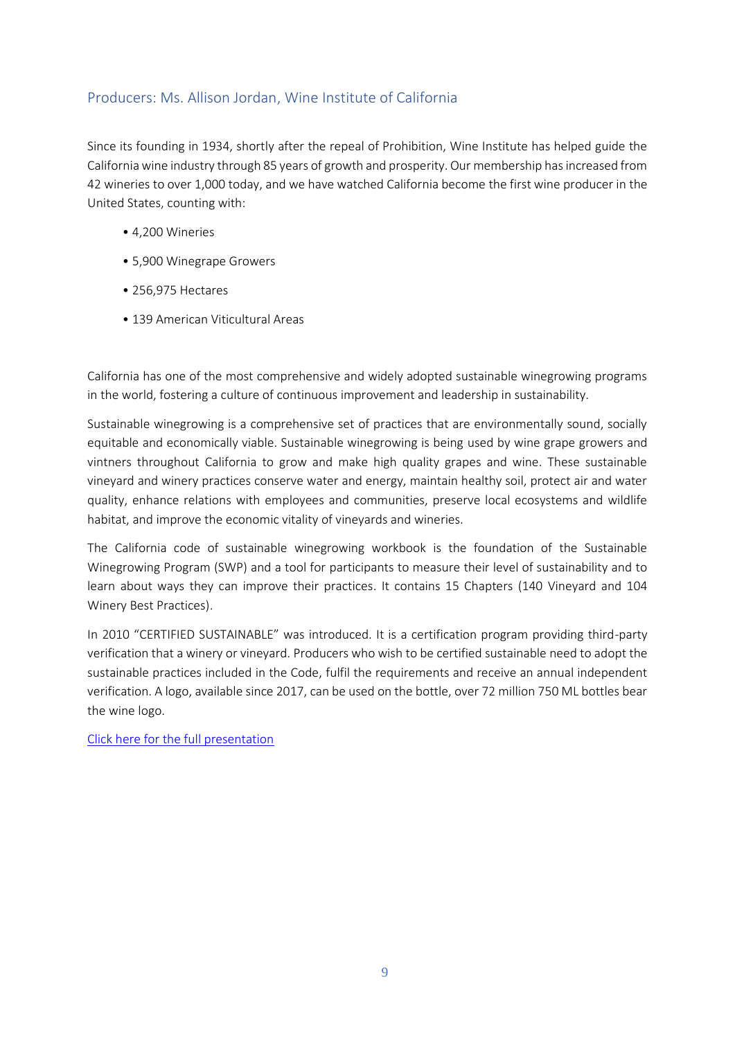## Producers: Ms. Allison Jordan, Wine Institute of California

Since its founding in 1934, shortly after the repeal of Prohibition, Wine Institute has helped guide the California wine industry through 85 years of growth and prosperity. Our membership has increased from 42 wineries to over 1,000 today, and we have watched California become the first wine producer in the United States, counting with:

- 4,200 Wineries
- 5,900 Winegrape Growers
- 256,975 Hectares
- 139 American Viticultural Areas

California has one of the most comprehensive and widely adopted sustainable winegrowing programs in the world, fostering a culture of continuous improvement and leadership in sustainability.

Sustainable winegrowing is a comprehensive set of practices that are environmentally sound, socially equitable and economically viable. Sustainable winegrowing is being used by wine grape growers and vintners throughout California to grow and make high quality grapes and wine. These sustainable vineyard and winery practices conserve water and energy, maintain healthy soil, protect air and water quality, enhance relations with employees and communities, preserve local ecosystems and wildlife habitat, and improve the economic vitality of vineyards and wineries.

The California code of sustainable winegrowing workbook is the foundation of the Sustainable Winegrowing Program (SWP) and a tool for participants to measure their level of sustainability and to learn about ways they can improve their practices. It contains 15 Chapters (140 Vineyard and 104 Winery Best Practices).

In 2010 "CERTIFIED SUSTAINABLE" was introduced. It is a certification program providing third-party verification that a winery or vineyard. Producers who wish to be certified sustainable need to adopt the sustainable practices included in the Code, fulfil the requirements and receive an annual independent verification. A logo, available since 2017, can be used on the bottle, over 72 million 750 ML bottles bear the wine logo.

Click here for the full presentation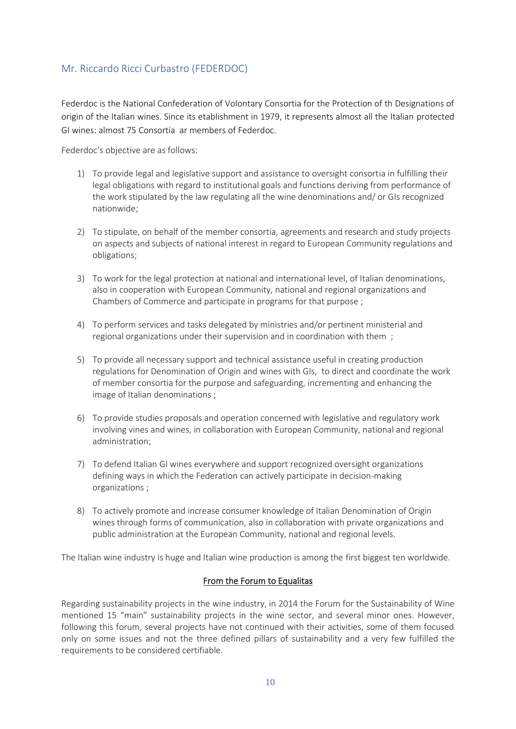## Mr. Riccardo Ricci Curbastro (FEDERDOC)

Federdoc is the National Confederation of Volontary Consortia for the Protection of th Designations of origin of the Italian wines. Since its etablishment in 1979, it represents almost all the Italian protected GI wines: almost 75 Consortia ar members of Federdoc.

Federdoc's objective are as follows:

1) To provide legal and legislative support and assistance to oversight consortia in fulfilling their legal obligations with regard to institutional goals and functions deriving from performance of the work stipulated by the law regulating all the wine denominations and/ or GIs recognized nationwide;

2) To stipulate, on behalf of the member consortia, agreements and research and study projects on aspects and subjects of national interest in regard to European Community regulations and obligations;

3) To work for the legal protection at national and international level, of Italian denominations, also in cooperation with European Community, national and regional organizations and Chambers of Commerce and participate in programs for that purpose ;

4) To perform services and tasks delegated by ministries and/or pertinent ministerial and regional organizations under their supervision and in coordination with them ;

5) To provide all necessary support and technical assistance useful in creating production regulations for Denomination of Origin and wines with GIs, to direct and coordinate the work of member consortia for the purpose and safeguarding, incrementing and enhancing the image of Italian denominations ;

6) To provide studies proposals and operation concerned with legislative and regulatory work involving vines and wines, in collaboration with European Community, national and regional administration;

7) To defend Italian GI wines everywhere and support recognized oversight organizations defining ways in which the Federation can actively participate in decision-making organizations ;

8) To actively promote and increase consumer knowledge of Italian Denomination of Origin wines through forms of communication, also in collaboration with private organizations and public administration at the European Community, national and regional levels.

The Italian wine industry is huge and Italian wine production is among the first biggest ten worldwide.

### From the Forum to Equalitas

Regarding sustainability projects in the wine industry, in 2014 the Forum for the Sustainability of Wine mentioned 15 "main" sustainability projects in the wine sector, and several minor ones. However, following this forum, several projects have not continued with their activities, some of them focused only on some issues and not the three defined pillars of sustainability and a very few fulfilled the requirements to be considered certifiable.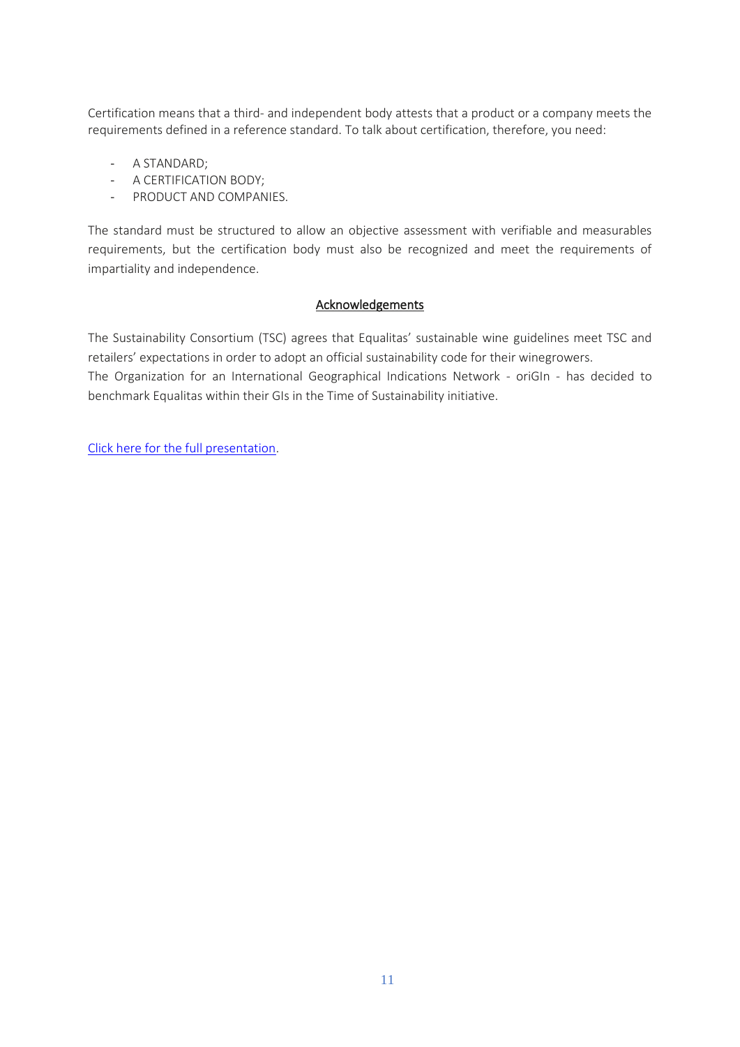Certification means that a third- and independent body attests that a product or a company meets the requirements defined in a reference standard. To talk about certification, therefore, you need:

- A STANDARD;
- A CERTIFICATION BODY;
- PRODUCT AND COMPANIES.

The standard must be structured to allow an objective assessment with verifiable and measurables requirements, but the certification body must also be recognized and meet the requirements of impartiality and independence.

## Acknowledgements

The Sustainability Consortium (TSC) agrees that Equalitas' sustainable wine guidelines meet TSC and retailers' expectations in order to adopt an official sustainability code for their winegrowers.
The Organization for an International Geographical Indications Network - oriGIn - has decided to benchmark Equalitas within their GIs in the Time of Sustainability initiative.

Click here for the full presentation.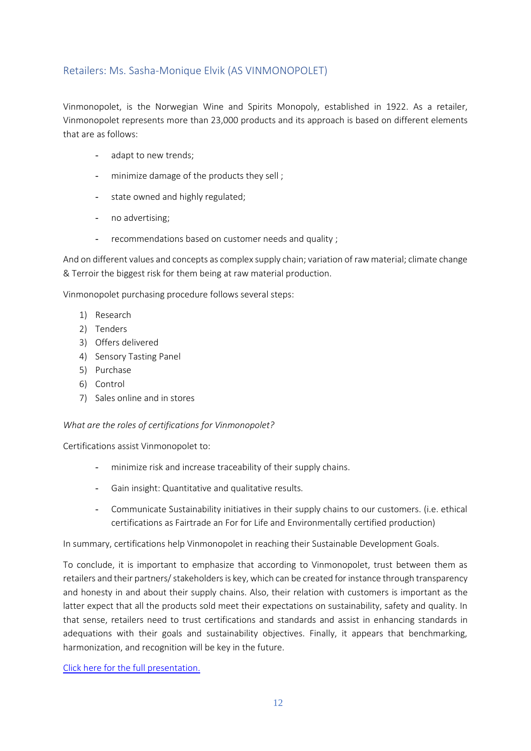## Retailers: Ms. Sasha-Monique Elvik (AS VINMONOPOLET)

Vinmonopolet, is the Norwegian Wine and Spirits Monopoly, established in 1922. As a retailer, Vinmonopolet represents more than 23,000 products and its approach is based on different elements that are as follows:

- adapt to new trends;
- minimize damage of the products they sell ;
- state owned and highly regulated;
- no advertising;
- recommendations based on customer needs and quality ;

And on different values and concepts as complex supply chain; variation of raw material; climate change & Terroir the biggest risk for them being at raw material production.

Vinmonopolet purchasing procedure follows several steps:

1) Research
2) Tenders
3) Offers delivered
4) Sensory Tasting Panel
5) Purchase
6) Control
7) Sales online and in stores

*What are the roles of certifications for Vinmonopolet?*

Certifications assist Vinmonopolet to:

- minimize risk and increase traceability of their supply chains.
- Gain insight: Quantitative and qualitative results.
- Communicate Sustainability initiatives in their supply chains to our customers. (i.e. ethical certifications as Fairtrade an For for Life and Environmentally certified production)

In summary, certifications help Vinmonopolet in reaching their Sustainable Development Goals.

To conclude, it is important to emphasize that according to Vinmonopolet, trust between them as retailers and their partners/ stakeholders is key, which can be created for instance through transparency and honesty in and about their supply chains. Also, their relation with customers is important as the latter expect that all the products sold meet their expectations on sustainability, safety and quality. In that sense, retailers need to trust certifications and standards and assist in enhancing standards in adequations with their goals and sustainability objectives. Finally, it appears that benchmarking, harmonization, and recognition will be key in the future.

Click here for the full presentation.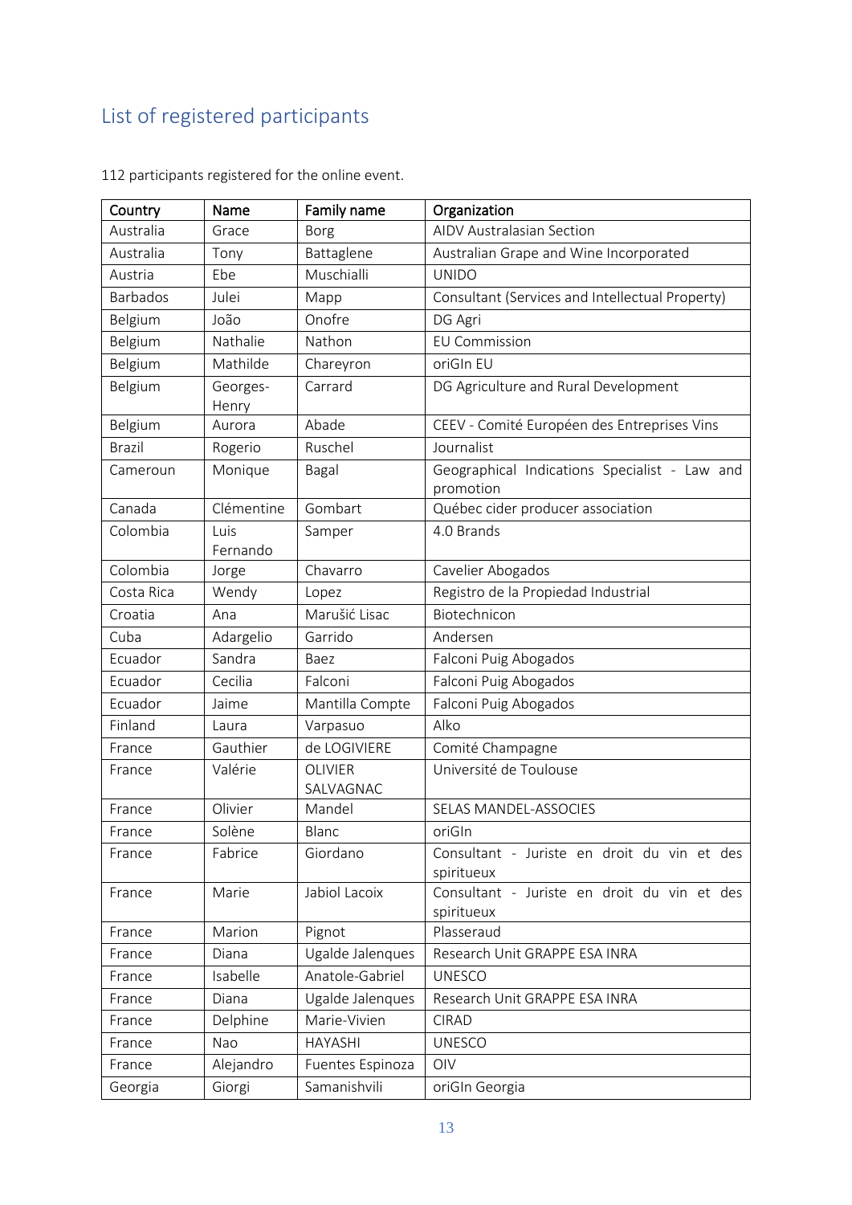## List of registered participants

112 participants registered for the online event.

| Country | Name | Family name | Organization |
|---|---|---|---|
| Australia | Grace | Borg | AIDV Australasian Section |
| Australia | Tony | Battaglene | Australian Grape and Wine Incorporated |
| Austria | Ebe | Muschialli | UNIDO |
| Barbados | Julei | Mapp | Consultant (Services and Intellectual Property) |
| Belgium | João | Onofre | DG Agri |
| Belgium | Nathalie | Nathon | EU Commission |
| Belgium | Mathilde | Chareyron | oriGIn EU |
| Belgium | Georges-Henry | Carrard | DG Agriculture and Rural Development |
| Belgium | Aurora | Abade | CEEV - Comité Européen des Entreprises Vins |
| Brazil | Rogerio | Ruschel | Journalist |
| Cameroun | Monique | Bagal | Geographical Indications Specialist - Law and promotion |
| Canada | Clémentine | Gombart | Québec cider producer association |
| Colombia | Luis Fernando | Samper | 4.0 Brands |
| Colombia | Jorge | Chavarro | Cavelier Abogados |
| Costa Rica | Wendy | Lopez | Registro de la Propiedad Industrial |
| Croatia | Ana | Marušić Lisac | Biotechnicon |
| Cuba | Adargelio | Garrido | Andersen |
| Ecuador | Sandra | Baez | Falconi Puig Abogados |
| Ecuador | Cecilia | Falconi | Falconi Puig Abogados |
| Ecuador | Jaime | Mantilla Compte | Falconi Puig Abogados |
| Finland | Laura | Varpasuo | Alko |
| France | Gauthier | de LOGIVIERE | Comité Champagne |
| France | Valérie | OLIVIER SALVAGNAC | Université de Toulouse |
| France | Olivier | Mandel | SELAS MANDEL-ASSOCIES |
| France | Solène | Blanc | oriGIn |
| France | Fabrice | Giordano | Consultant - Juriste en droit du vin et des spiritueux |
| France | Marie | Jabiol Lacoix | Consultant - Juriste en droit du vin et des spiritueux |
| France | Marion | Pignot | Plasseraud |
| France | Diana | Ugalde Jalenques | Research Unit GRAPPE ESA INRA |
| France | Isabelle | Anatole-Gabriel | UNESCO |
| France | Diana | Ugalde Jalenques | Research Unit GRAPPE ESA INRA |
| France | Delphine | Marie-Vivien | CIRAD |
| France | Nao | HAYASHI | UNESCO |
| France | Alejandro | Fuentes Espinoza | OIV |
| Georgia | Giorgi | Samanishvili | oriGIn Georgia |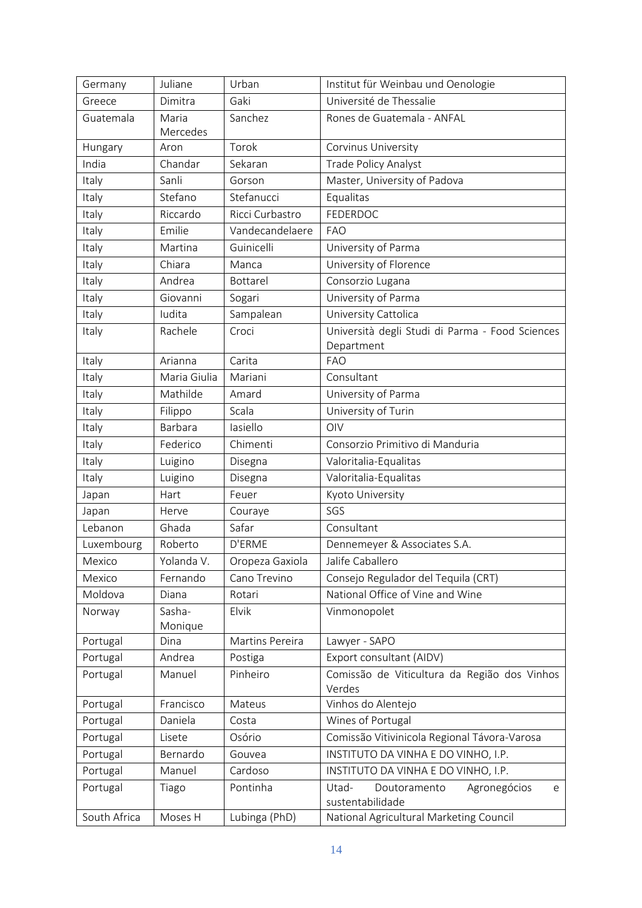| Germany | Juliane | Urban | Institut für Weinbau und Oenologie |
|---|---|---|---|
| Greece | Dimitra | Gaki | Université de Thessalie |
| Guatemala | Maria Mercedes | Sanchez | Rones de Guatemala - ANFAL |
| Hungary | Aron | Torok | Corvinus University |
| India | Chandar | Sekaran | Trade Policy Analyst |
| Italy | Sanli | Gorson | Master, University of Padova |
| Italy | Stefano | Stefanucci | Equalitas |
| Italy | Riccardo | Ricci Curbastro | FEDERDOC |
| Italy | Emilie | Vandecandelaere | FAO |
| Italy | Martina | Guinicelli | University of Parma |
| Italy | Chiara | Manca | University of Florence |
| Italy | Andrea | Bottarel | Consorzio Lugana |
| Italy | Giovanni | Sogari | University of Parma |
| Italy | Iudita | Sampalean | University Cattolica |
| Italy | Rachele | Croci | Università degli Studi di Parma - Food Sciences Department |
| Italy | Arianna | Carita | FAO |
| Italy | Maria Giulia | Mariani | Consultant |
| Italy | Mathilde | Amard | University of Parma |
| Italy | Filippo | Scala | University of Turin |
| Italy | Barbara | Iasiello | OIV |
| Italy | Federico | Chimenti | Consorzio Primitivo di Manduria |
| Italy | Luigino | Disegna | Valoritalia-Equalitas |
| Italy | Luigino | Disegna | Valoritalia-Equalitas |
| Japan | Hart | Feuer | Kyoto University |
| Japan | Herve | Couraye | SGS |
| Lebanon | Ghada | Safar | Consultant |
| Luxembourg | Roberto | D'ERME | Dennemeyer & Associates S.A. |
| Mexico | Yolanda V. | Oropeza Gaxiola | Jalife Caballero |
| Mexico | Fernando | Cano Trevino | Consejo Regulador del Tequila (CRT) |
| Moldova | Diana | Rotari | National Office of Vine and Wine |
| Norway | Sasha-Monique | Elvik | Vinmonopolet |
| Portugal | Dina | Martins Pereira | Lawyer - SAPO |
| Portugal | Andrea | Postiga | Export consultant (AIDV) |
| Portugal | Manuel | Pinheiro | Comissão de Viticultura da Região dos Vinhos Verdes |
| Portugal | Francisco | Mateus | Vinhos do Alentejo |
| Portugal | Daniela | Costa | Wines of Portugal |
| Portugal | Lisete | Osório | Comissão Vitivinicola Regional Távora-Varosa |
| Portugal | Bernardo | Gouvea | INSTITUTO DA VINHA E DO VINHO, I.P. |
| Portugal | Manuel | Cardoso | INSTITUTO DA VINHA E DO VINHO, I.P. |
| Portugal | Tiago | Pontinha | Utad- Doutoramento Agronegócios e sustentabilidade |
| South Africa | Moses H | Lubinga (PhD) | National Agricultural Marketing Council |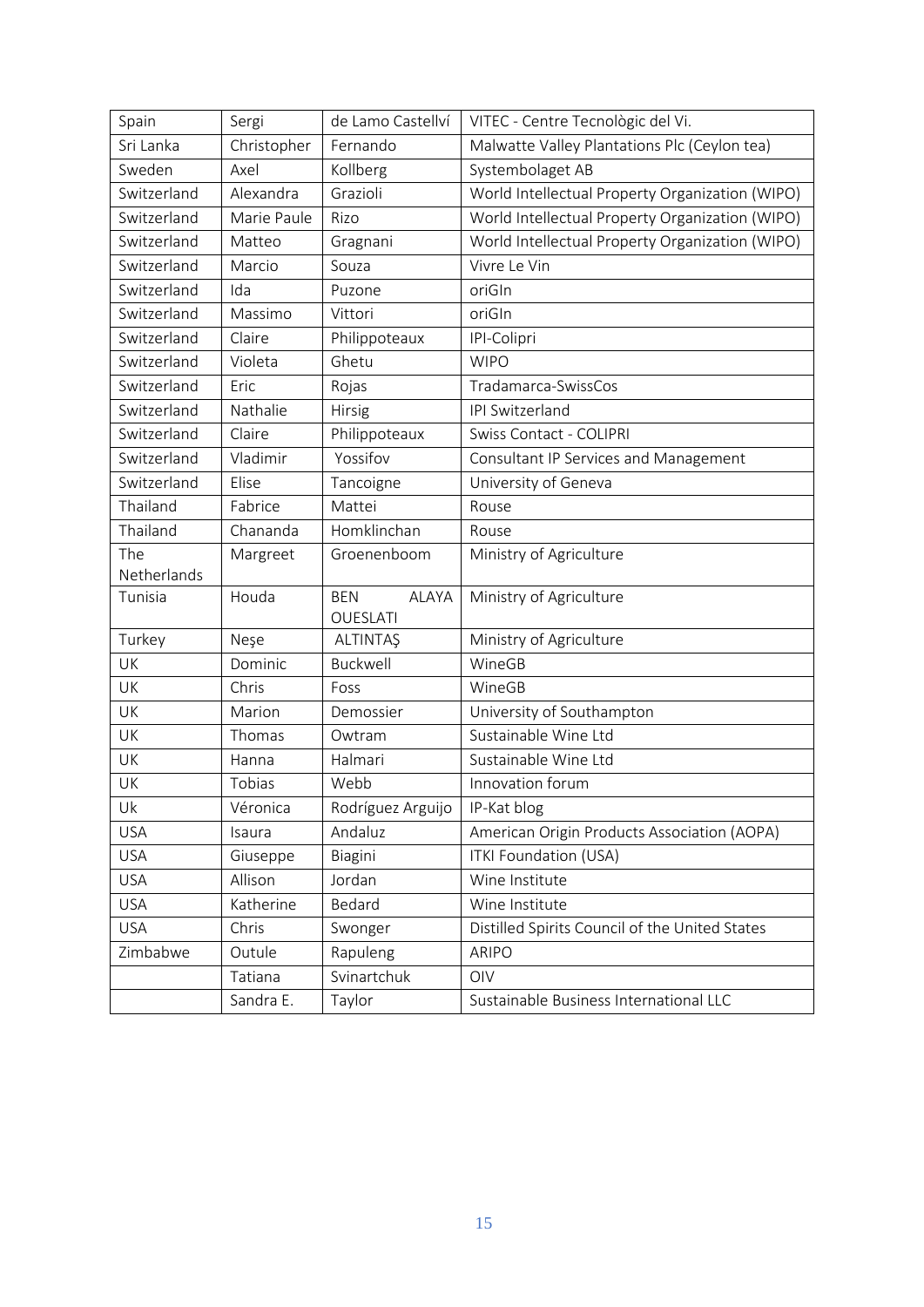| | | | |
|---|---|---|---|
| Spain | Sergi | de Lamo Castellví | VITEC - Centre Tecnològic del Vi. |
| Sri Lanka | Christopher | Fernando | Malwatte Valley Plantations Plc (Ceylon tea) |
| Sweden | Axel | Kollberg | Systembolaget AB |
| Switzerland | Alexandra | Grazioli | World Intellectual Property Organization (WIPO) |
| Switzerland | Marie Paule | Rizo | World Intellectual Property Organization (WIPO) |
| Switzerland | Matteo | Gragnani | World Intellectual Property Organization (WIPO) |
| Switzerland | Marcio | Souza | Vivre Le Vin |
| Switzerland | Ida | Puzone | oriGIn |
| Switzerland | Massimo | Vittori | oriGIn |
| Switzerland | Claire | Philippoteaux | IPI-Colipri |
| Switzerland | Violeta | Ghetu | WIPO |
| Switzerland | Eric | Rojas | Tradamarca-SwissCos |
| Switzerland | Nathalie | Hirsig | IPI Switzerland |
| Switzerland | Claire | Philippoteaux | Swiss Contact - COLIPRI |
| Switzerland | Vladimir | Yossifov | Consultant IP Services and Management |
| Switzerland | Elise | Tancoigne | University of Geneva |
| Thailand | Fabrice | Mattei | Rouse |
| Thailand | Chananda | Homklinchan | Rouse |
| The Netherlands | Margreet | Groenenboom | Ministry of Agriculture |
| Tunisia | Houda | BEN ALAYA OUESLATI | Ministry of Agriculture |
| Turkey | Neşe | ALTINTAŞ | Ministry of Agriculture |
| UK | Dominic | Buckwell | WineGB |
| UK | Chris | Foss | WineGB |
| UK | Marion | Demossier | University of Southampton |
| UK | Thomas | Owtram | Sustainable Wine Ltd |
| UK | Hanna | Halmari | Sustainable Wine Ltd |
| UK | Tobias | Webb | Innovation forum |
| Uk | Véronica | Rodríguez Arguijo | IP-Kat blog |
| USA | Isaura | Andaluz | American Origin Products Association (AOPA) |
| USA | Giuseppe | Biagini | ITKI Foundation (USA) |
| USA | Allison | Jordan | Wine Institute |
| USA | Katherine | Bedard | Wine Institute |
| USA | Chris | Swonger | Distilled Spirits Council of the United States |
| Zimbabwe | Outule | Rapuleng | ARIPO |
| | Tatiana | Svinartchuk | OIV |
| | Sandra E. | Taylor | Sustainable Business International LLC |